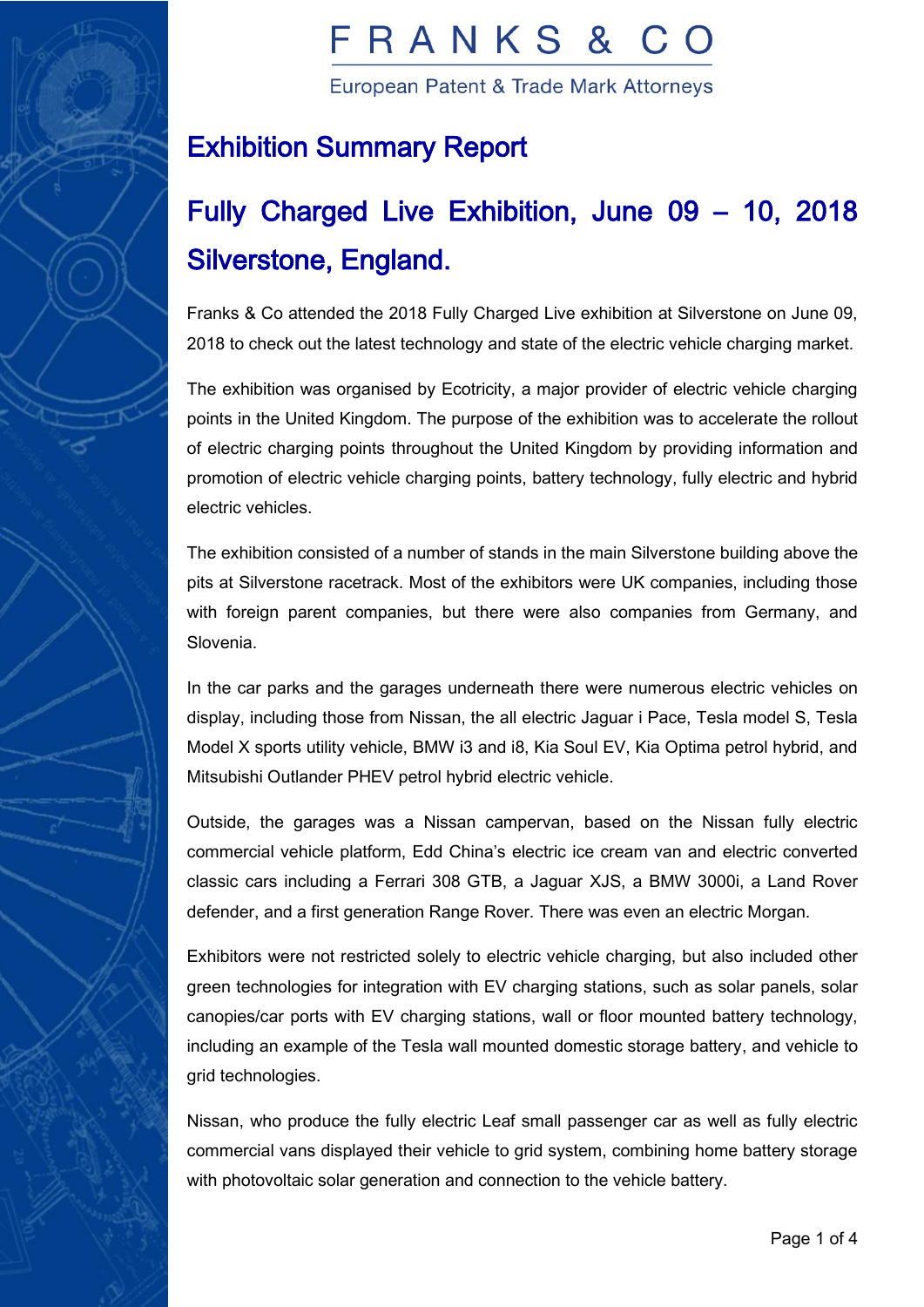# FRANKS & CO

European Patent & Trade Mark Attorneys

## Exhibition Summary Report

## Fully Charged Live Exhibition, June 09 – 10, 2018 Silverstone, England.

Franks & Co attended the 2018 Fully Charged Live exhibition at Silverstone on June 09, 2018 to check out the latest technology and state of the electric vehicle charging market.

The exhibition was organised by Ecotricity, a major provider of electric vehicle charging points in the United Kingdom. The purpose of the exhibition was to accelerate the rollout of electric charging points throughout the United Kingdom by providing information and promotion of electric vehicle charging points, battery technology, fully electric and hybrid electric vehicles.

The exhibition consisted of a number of stands in the main Silverstone building above the pits at Silverstone racetrack. Most of the exhibitors were UK companies, including those with foreign parent companies, but there were also companies from Germany, and Slovenia.

In the car parks and the garages underneath there were numerous electric vehicles on display, including those from Nissan, the all electric Jaguar i Pace, Tesla model S, Tesla Model X sports utility vehicle, BMW i3 and i8, Kia Soul EV, Kia Optima petrol hybrid, and Mitsubishi Outlander PHEV petrol hybrid electric vehicle.

Outside, the garages was a Nissan campervan, based on the Nissan fully electric commercial vehicle platform, Edd China's electric ice cream van and electric converted classic cars including a Ferrari 308 GTB, a Jaguar XJS, a BMW 3000i, a Land Rover defender, and a first generation Range Rover. There was even an electric Morgan.

Exhibitors were not restricted solely to electric vehicle charging, but also included other green technologies for integration with EV charging stations, such as solar panels, solar canopies/car ports with EV charging stations, wall or floor mounted battery technology, including an example of the Tesla wall mounted domestic storage battery, and vehicle to grid technologies.

Nissan, who produce the fully electric Leaf small passenger car as well as fully electric commercial vans displayed their vehicle to grid system, combining home battery storage with photovoltaic solar generation and connection to the vehicle battery.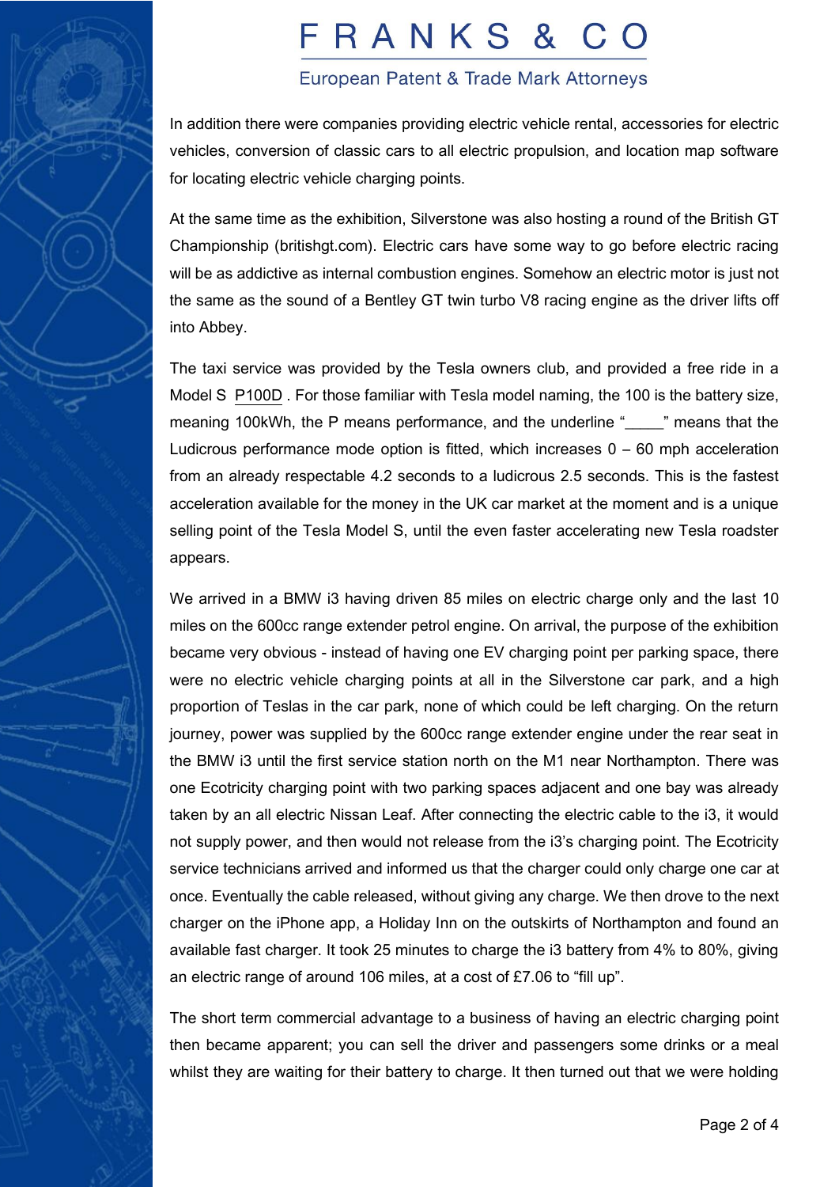In addition there were companies providing electric vehicle rental, accessories for electric vehicles, conversion of classic cars to all electric propulsion, and location map software for locating electric vehicle charging points.

At the same time as the exhibition, Silverstone was also hosting a round of the British GT Championship (britishgt.com). Electric cars have some way to go before electric racing will be as addictive as internal combustion engines. Somehow an electric motor is just not the same as the sound of a Bentley GT twin turbo V8 racing engine as the driver lifts off into Abbey.

The taxi service was provided by the Tesla owners club, and provided a free ride in a Model S P100D. For those familiar with Tesla model naming, the 100 is the battery size, meaning 100kWh, the P means performance, and the underline "_____" means that the Ludicrous performance mode option is fitted, which increases 0 – 60 mph acceleration from an already respectable 4.2 seconds to a ludicrous 2.5 seconds. This is the fastest acceleration available for the money in the UK car market at the moment and is a unique selling point of the Tesla Model S, until the even faster accelerating new Tesla roadster appears.

We arrived in a BMW i3 having driven 85 miles on electric charge only and the last 10 miles on the 600cc range extender petrol engine. On arrival, the purpose of the exhibition became very obvious - instead of having one EV charging point per parking space, there were no electric vehicle charging points at all in the Silverstone car park, and a high proportion of Teslas in the car park, none of which could be left charging. On the return journey, power was supplied by the 600cc range extender engine under the rear seat in the BMW i3 until the first service station north on the M1 near Northampton. There was one Ecotricity charging point with two parking spaces adjacent and one bay was already taken by an all electric Nissan Leaf. After connecting the electric cable to the i3, it would not supply power, and then would not release from the i3's charging point. The Ecotricity service technicians arrived and informed us that the charger could only charge one car at once. Eventually the cable released, without giving any charge. We then drove to the next charger on the iPhone app, a Holiday Inn on the outskirts of Northampton and found an available fast charger. It took 25 minutes to charge the i3 battery from 4% to 80%, giving an electric range of around 106 miles, at a cost of £7.06 to "fill up".

The short term commercial advantage to a business of having an electric charging point then became apparent; you can sell the driver and passengers some drinks or a meal whilst they are waiting for their battery to charge. It then turned out that we were holding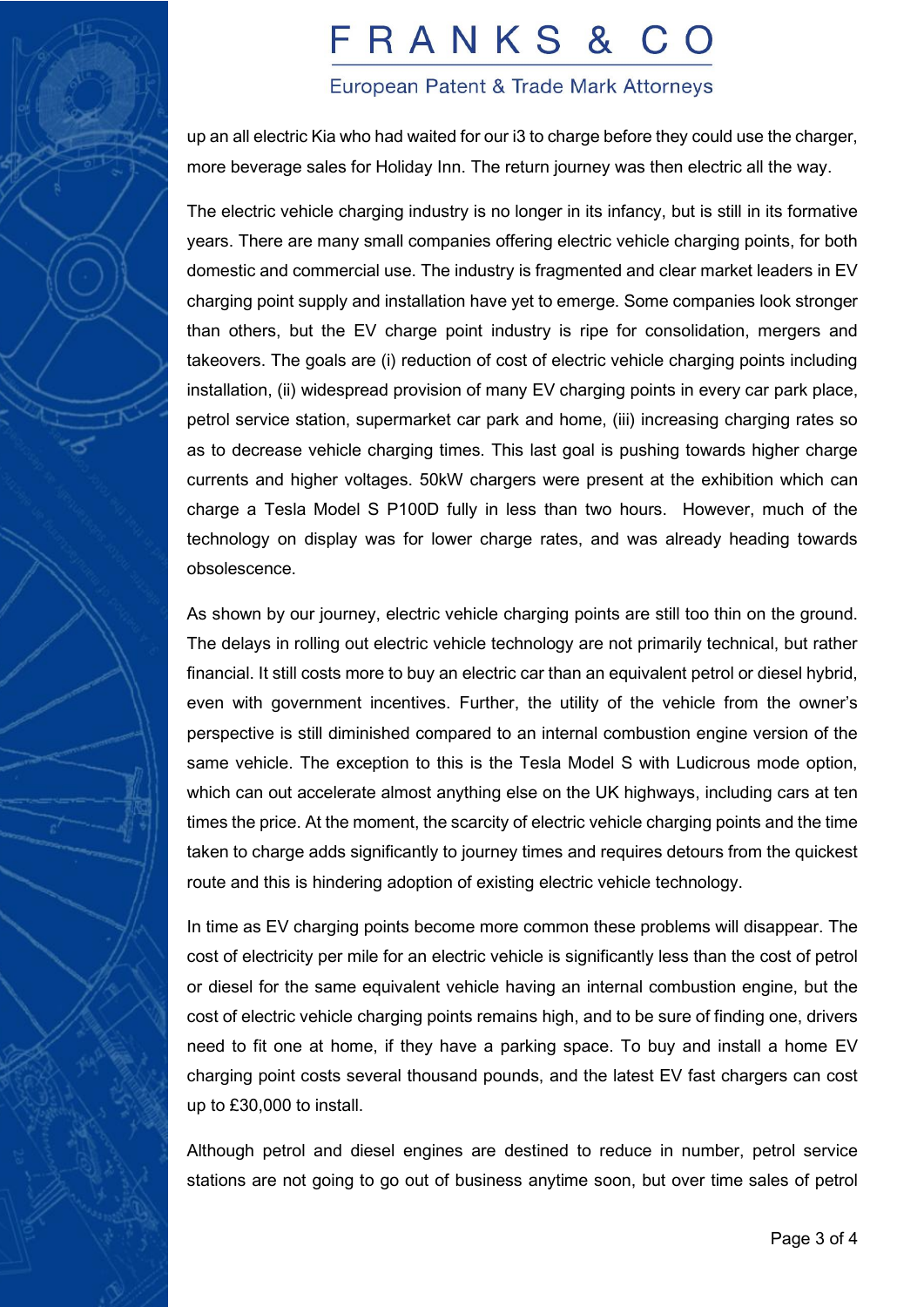up an all electric Kia who had waited for our i3 to charge before they could use the charger, more beverage sales for Holiday Inn. The return journey was then electric all the way.

The electric vehicle charging industry is no longer in its infancy, but is still in its formative years. There are many small companies offering electric vehicle charging points, for both domestic and commercial use. The industry is fragmented and clear market leaders in EV charging point supply and installation have yet to emerge. Some companies look stronger than others, but the EV charge point industry is ripe for consolidation, mergers and takeovers. The goals are (i) reduction of cost of electric vehicle charging points including installation, (ii) widespread provision of many EV charging points in every car park place, petrol service station, supermarket car park and home, (iii) increasing charging rates so as to decrease vehicle charging times. This last goal is pushing towards higher charge currents and higher voltages. 50kW chargers were present at the exhibition which can charge a Tesla Model S P100D fully in less than two hours. However, much of the technology on display was for lower charge rates, and was already heading towards obsolescence.

As shown by our journey, electric vehicle charging points are still too thin on the ground. The delays in rolling out electric vehicle technology are not primarily technical, but rather financial. It still costs more to buy an electric car than an equivalent petrol or diesel hybrid, even with government incentives. Further, the utility of the vehicle from the owner's perspective is still diminished compared to an internal combustion engine version of the same vehicle. The exception to this is the Tesla Model S with Ludicrous mode option, which can out accelerate almost anything else on the UK highways, including cars at ten times the price. At the moment, the scarcity of electric vehicle charging points and the time taken to charge adds significantly to journey times and requires detours from the quickest route and this is hindering adoption of existing electric vehicle technology.

In time as EV charging points become more common these problems will disappear. The cost of electricity per mile for an electric vehicle is significantly less than the cost of petrol or diesel for the same equivalent vehicle having an internal combustion engine, but the cost of electric vehicle charging points remains high, and to be sure of finding one, drivers need to fit one at home, if they have a parking space. To buy and install a home EV charging point costs several thousand pounds, and the latest EV fast chargers can cost up to £30,000 to install.

Although petrol and diesel engines are destined to reduce in number, petrol service stations are not going to go out of business anytime soon, but over time sales of petrol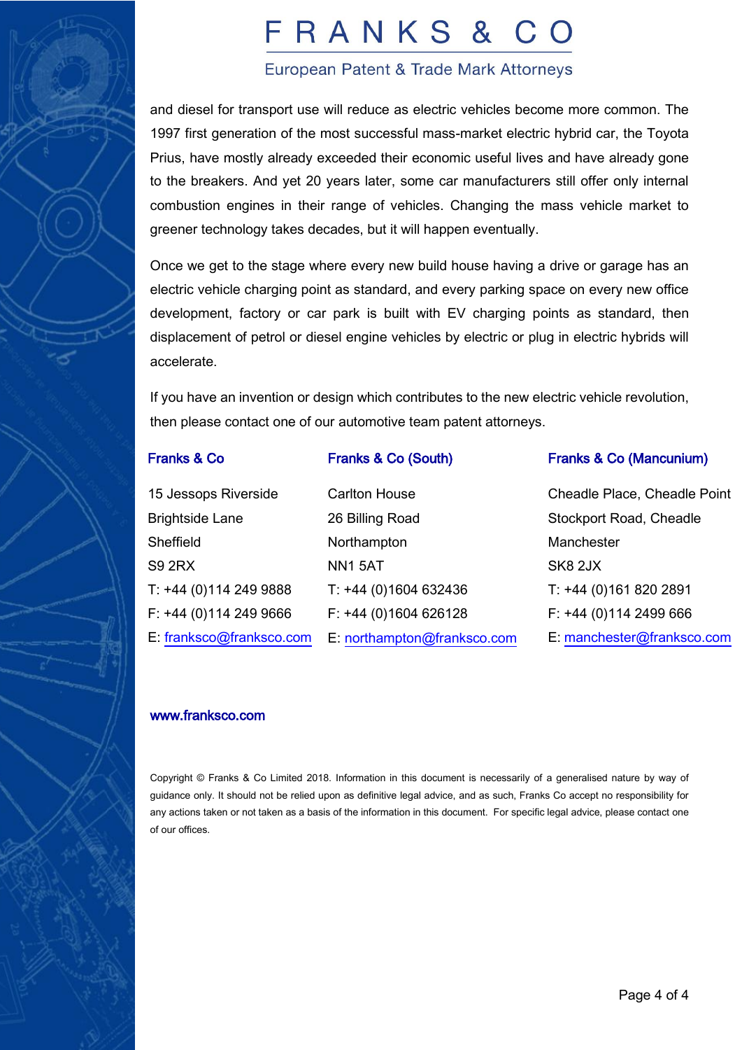and diesel for transport use will reduce as electric vehicles become more common. The 1997 first generation of the most successful mass-market electric hybrid car, the Toyota Prius, have mostly already exceeded their economic useful lives and have already gone to the breakers. And yet 20 years later, some car manufacturers still offer only internal combustion engines in their range of vehicles. Changing the mass vehicle market to greener technology takes decades, but it will happen eventually.

Once we get to the stage where every new build house having a drive or garage has an electric vehicle charging point as standard, and every parking space on every new office development, factory or car park is built with EV charging points as standard, then displacement of petrol or diesel engine vehicles by electric or plug in electric hybrids will accelerate.

If you have an invention or design which contributes to the new electric vehicle revolution, then please contact one of our automotive team patent attorneys.

**Franks & Co**

15 Jessops Riverside
Brightside Lane
Sheffield
S9 2RX
T: +44 (0)114 249 9888
F: +44 (0)114 249 9666
E: franksco@franksco.com

**Franks & Co (South)**

Carlton House
26 Billing Road
Northampton
NN1 5AT
T: +44 (0)1604 632436
F: +44 (0)1604 626128
E: northampton@franksco.com

**Franks & Co (Mancunium)**

Cheadle Place, Cheadle Point
Stockport Road, Cheadle
Manchester
SK8 2JX
T: +44 (0)161 820 2891
F: +44 (0)114 2499 666
E: manchester@franksco.com

www.franksco.com

Copyright © Franks & Co Limited 2018. Information in this document is necessarily of a generalised nature by way of guidance only. It should not be relied upon as definitive legal advice, and as such, Franks Co accept no responsibility for any actions taken or not taken as a basis of the information in this document. For specific legal advice, please contact one of our offices.